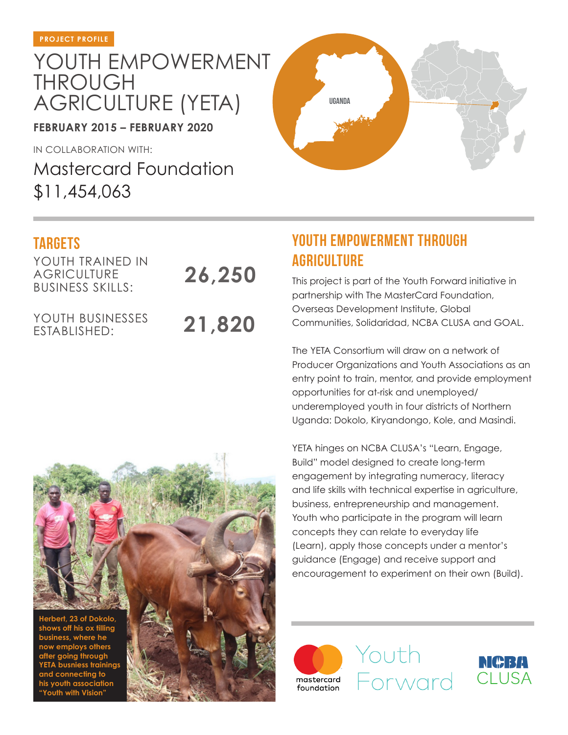PROJECT PROFILE

# YOUTH EMPOWERMENT THROUGH AGRICULTURE (YETA)

**FEBRUARY 2015 – FEBRUARY 2020**

IN COLLABORATION WITH:

Mastercard Foundation

$11,454,063

UGANDA

## TARGETS

| | |
|---|---|
| YOUTH TRAINED IN AGRICULTURE BUSINESS SKILLS: | **26,250** |
| YOUTH BUSINESSES ESTABLISHED: | **21,820** |

## YOUTH EMPOWERMENT THROUGH AGRICULTURE

This project is part of the Youth Forward initiative in partnership with The MasterCard Foundation, Overseas Development Institute, Global Communities, Solidaridad, NCBA CLUSA and GOAL.

The YETA Consortium will draw on a network of Producer Organizations and Youth Associations as an entry point to train, mentor, and provide employment opportunities for at-risk and unemployed/ underemployed youth in four districts of Northern Uganda: Dokolo, Kiryandongo, Kole, and Masindi.

YETA hinges on NCBA CLUSA's "Learn, Engage, Build" model designed to create long-term engagement by integrating numeracy, literacy and life skills with technical expertise in agriculture, business, entrepreneurship and management. Youth who participate in the program will learn concepts they can relate to everyday life (Learn), apply those concepts under a mentor's guidance (Engage) and receive support and encouragement to experiment on their own (Build).

**Herbert, 23 of Dokolo, shows off his ox tilling business, where he now employs others after going through YETA busniess trainings and connecting to his youth association "Youth with Vision"**

mastercard foundation | Youth Forward | NCBA CLUSA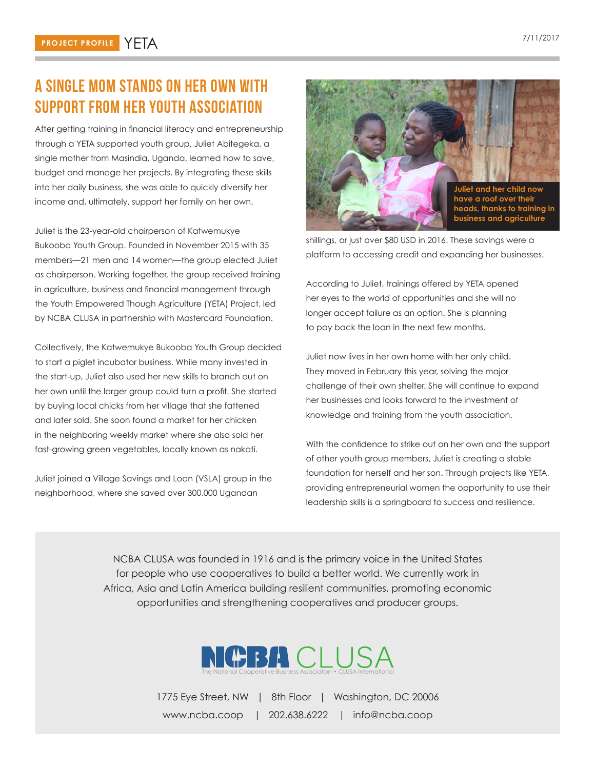**PROJECT PROFILE** YETA

7/11/2017

# A SINGLE MOM STANDS ON HER OWN WITH SUPPORT FROM HER YOUTH ASSOCIATION

After getting training in financial literacy and entrepreneurship through a YETA supported youth group, Juliet Abitegeka, a single mother from Masindia, Uganda, learned how to save, budget and manage her projects. By integrating these skills into her daily business, she was able to quickly diversify her income and, ultimately, support her family on her own.

Juliet is the 23-year-old chairperson of Katwemukye Bukooba Youth Group. Founded in November 2015 with 35 members—21 men and 14 women—the group elected Juliet as chairperson. Working together, the group received training in agriculture, business and financial management through the Youth Empowered Though Agriculture (YETA) Project, led by NCBA CLUSA in partnership with Mastercard Foundation.

Collectively, the Katwemukye Bukooba Youth Group decided to start a piglet incubator business. While many invested in the start-up, Juliet also used her new skills to branch out on her own until the larger group could turn a profit. She started by buying local chicks from her village that she fattened and later sold. She soon found a market for her chicken in the neighboring weekly market where she also sold her fast-growing green vegetables, locally known as nakati.

Juliet joined a Village Savings and Loan (VSLA) group in the neighborhood, where she saved over 300,000 Ugandan shillings, or just over $80 USD in 2016. These savings were a platform to accessing credit and expanding her businesses.

**Juliet and her child now have a roof over their heads, thanks to training in business and agriculture**

According to Juliet, trainings offered by YETA opened her eyes to the world of opportunities and she will no longer accept failure as an option. She is planning to pay back the loan in the next few months.

Juliet now lives in her own home with her only child. They moved in February this year, solving the major challenge of their own shelter. She will continue to expand her businesses and looks forward to the investment of knowledge and training from the youth association.

With the confidence to strike out on her own and the support of other youth group members, Juliet is creating a stable foundation for herself and her son. Through projects like YETA, providing entrepreneurial women the opportunity to use their leadership skills is a springboard to success and resilience.

NCBA CLUSA was founded in 1916 and is the primary voice in the United States for people who use cooperatives to build a better world. We currently work in Africa, Asia and Latin America building resilient communities, promoting economic opportunities and strengthening cooperatives and producer groups.

NCBA CLUSA
The National Cooperative Business Association • CLUSA International

1775 Eye Street, NW | 8th Floor | Washington, DC 20006

www.ncba.coop | 202.638.6222 | info@ncba.coop